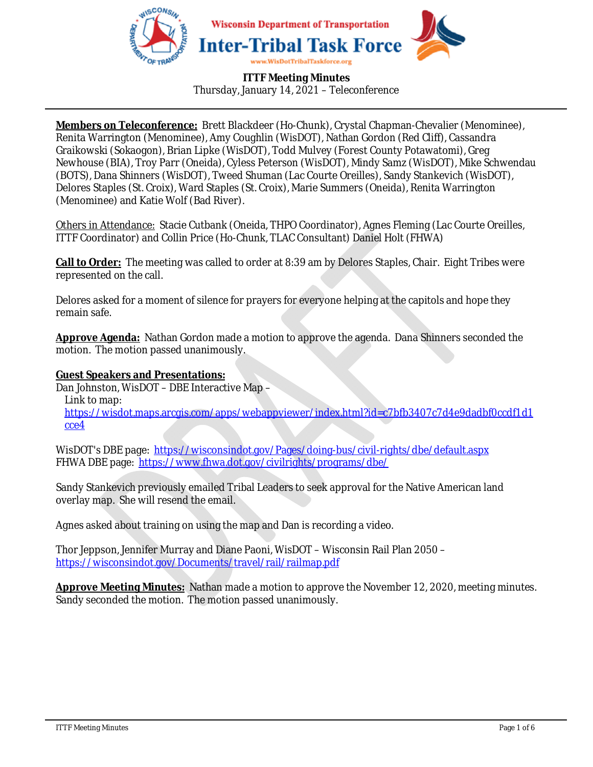Wisconsin Department of Transportation

# Inter-Tribal Task Force

www.WisDotTribalTaskforce.org

**ITTF Meeting Minutes**
Thursday, January 14, 2021 – Teleconference

---

**Members on Teleconference:** Brett Blackdeer (Ho-Chunk), Crystal Chapman-Chevalier (Menominee), Renita Warrington (Menominee), Amy Coughlin (WisDOT), Nathan Gordon (Red Cliff), Cassandra Graikowski (Sokaogon), Brian Lipke (WisDOT), Todd Mulvey (Forest County Potawatomi), Greg Newhouse (BIA), Troy Parr (Oneida), Cyless Peterson (WisDOT), Mindy Samz (WisDOT), Mike Schwendau (BOTS), Dana Shinners (WisDOT), Tweed Shuman (Lac Courte Oreilles), Sandy Stankevich (WisDOT), Delores Staples (St. Croix), Ward Staples (St. Croix), Marie Summers (Oneida), Renita Warrington (Menominee) and Katie Wolf (Bad River).

Others in Attendance: Stacie Cutbank (Oneida, THPO Coordinator), Agnes Fleming (Lac Courte Oreilles, ITTF Coordinator) and Collin Price (Ho-Chunk, TLAC Consultant) Daniel Holt (FHWA)

**Call to Order:** The meeting was called to order at 8:39 am by Delores Staples, Chair. Eight Tribes were represented on the call.

Delores asked for a moment of silence for prayers for everyone helping at the capitols and hope they remain safe.

**Approve Agenda:** Nathan Gordon made a motion to approve the agenda. Dana Shinners seconded the motion. The motion passed unanimously.

**Guest Speakers and Presentations:**

Dan Johnston, WisDOT – DBE Interactive Map –
Link to map:
https://wisdot.maps.arcgis.com/apps/webappviewer/index.html?id=c7bfb3407c7d4e9dadbf0ccdf1d1cce4

WisDOT's DBE page: https://wisconsindot.gov/Pages/doing-bus/civil-rights/dbe/default.aspx
FHWA DBE page: https://www.fhwa.dot.gov/civilrights/programs/dbe/

Sandy Stankevich previously emailed Tribal Leaders to seek approval for the Native American land overlay map. She will resend the email.

Agnes asked about training on using the map and Dan is recording a video.

Thor Jeppson, Jennifer Murray and Diane Paoni, WisDOT – Wisconsin Rail Plan 2050 –
https://wisconsindot.gov/Documents/travel/rail/railmap.pdf

**Approve Meeting Minutes:** Nathan made a motion to approve the November 12, 2020, meeting minutes. Sandy seconded the motion. The motion passed unanimously.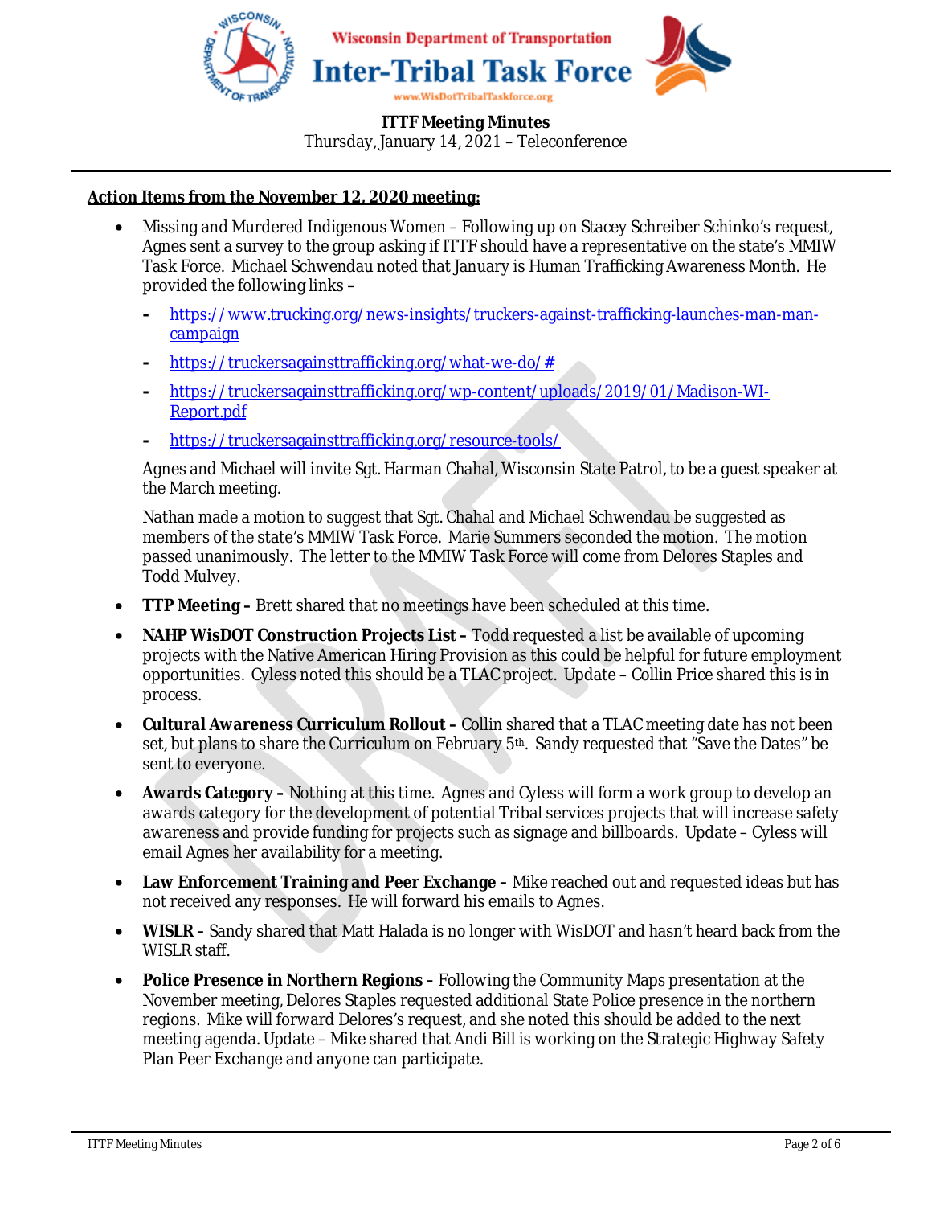**Wisconsin Department of Transportation**

# Inter-Tribal Task Force

www.WisDotTribalTaskforce.org

**ITTF Meeting Minutes**
Thursday, January 14, 2021 – Teleconference

**Action Items from the November 12, 2020 meeting:**

- Missing and Murdered Indigenous Women – Following up on Stacey Schreiber Schinko's request, Agnes sent a survey to the group asking if ITTF should have a representative on the state's MMIW Task Force. Michael Schwendau noted that January is Human Trafficking Awareness Month. He provided the following links –
  - https://www.trucking.org/news-insights/truckers-against-trafficking-launches-man-man-campaign
  - https://truckersagainsttrafficking.org/what-we-do/#
  - https://truckersagainsttrafficking.org/wp-content/uploads/2019/01/Madison-WI-Report.pdf
  - https://truckersagainsttrafficking.org/resource-tools/

  Agnes and Michael will invite Sgt. Harman Chahal, Wisconsin State Patrol, to be a guest speaker at the March meeting.

  Nathan made a motion to suggest that Sgt. Chahal and Michael Schwendau be suggested as members of the state's MMIW Task Force. Marie Summers seconded the motion. The motion passed unanimously. The letter to the MMIW Task Force will come from Delores Staples and Todd Mulvey.

- **TTP Meeting –** Brett shared that no meetings have been scheduled at this time.
- **NAHP WisDOT Construction Projects List –** Todd requested a list be available of upcoming projects with the Native American Hiring Provision as this could be helpful for future employment opportunities. Cyless noted this should be a TLAC project. Update – Collin Price shared this is in process.
- **Cultural Awareness Curriculum Rollout –** Collin shared that a TLAC meeting date has not been set, but plans to share the Curriculum on February 5th. Sandy requested that "Save the Dates" be sent to everyone.
- **Awards Category –** Nothing at this time. Agnes and Cyless will form a work group to develop an awards category for the development of potential Tribal services projects that will increase safety awareness and provide funding for projects such as signage and billboards. Update – Cyless will email Agnes her availability for a meeting.
- **Law Enforcement Training and Peer Exchange –** Mike reached out and requested ideas but has not received any responses. He will forward his emails to Agnes.
- **WISLR –** Sandy shared that Matt Halada is no longer with WisDOT and hasn't heard back from the WISLR staff.
- **Police Presence in Northern Regions –** Following the Community Maps presentation at the November meeting, Delores Staples requested additional State Police presence in the northern regions. Mike will forward Delores's request, and she noted this should be added to the next meeting agenda. Update – Mike shared that Andi Bill is working on the Strategic Highway Safety Plan Peer Exchange and anyone can participate.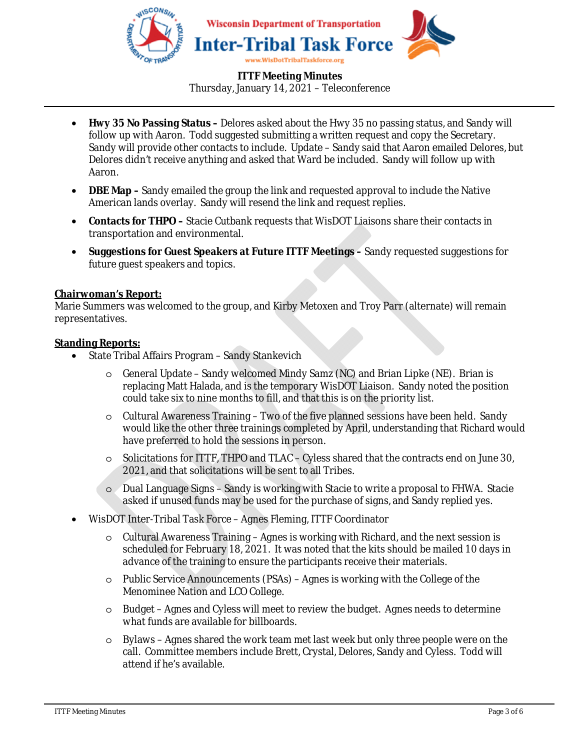- **Hwy 35 No Passing Status –** Delores asked about the Hwy 35 no passing status, and Sandy will follow up with Aaron. Todd suggested submitting a written request and copy the Secretary. Sandy will provide other contacts to include. Update – Sandy said that Aaron emailed Delores, but Delores didn't receive anything and asked that Ward be included. Sandy will follow up with Aaron.
- **DBE Map –** Sandy emailed the group the link and requested approval to include the Native American lands overlay. Sandy will resend the link and request replies.
- **Contacts for THPO –** Stacie Cutbank requests that WisDOT Liaisons share their contacts in transportation and environmental.
- **Suggestions for Guest Speakers at Future ITTF Meetings –** Sandy requested suggestions for future guest speakers and topics.

**Chairwoman's Report:**

Marie Summers was welcomed to the group, and Kirby Metoxen and Troy Parr (alternate) will remain representatives.

**Standing Reports:**

- State Tribal Affairs Program – Sandy Stankevich
  - General Update – Sandy welcomed Mindy Samz (NC) and Brian Lipke (NE). Brian is replacing Matt Halada, and is the temporary WisDOT Liaison. Sandy noted the position could take six to nine months to fill, and that this is on the priority list.
  - Cultural Awareness Training – Two of the five planned sessions have been held. Sandy would like the other three trainings completed by April, understanding that Richard would have preferred to hold the sessions in person.
  - Solicitations for ITTF, THPO and TLAC – Cyless shared that the contracts end on June 30, 2021, and that solicitations will be sent to all Tribes.
  - Dual Language Signs – Sandy is working with Stacie to write a proposal to FHWA. Stacie asked if unused funds may be used for the purchase of signs, and Sandy replied yes.
- WisDOT Inter-Tribal Task Force – Agnes Fleming, ITTF Coordinator
  - Cultural Awareness Training – Agnes is working with Richard, and the next session is scheduled for February 18, 2021. It was noted that the kits should be mailed 10 days in advance of the training to ensure the participants receive their materials.
  - Public Service Announcements (PSAs) – Agnes is working with the College of the Menominee Nation and LCO College.
  - Budget – Agnes and Cyless will meet to review the budget. Agnes needs to determine what funds are available for billboards.
  - Bylaws – Agnes shared the work team met last week but only three people were on the call. Committee members include Brett, Crystal, Delores, Sandy and Cyless. Todd will attend if he's available.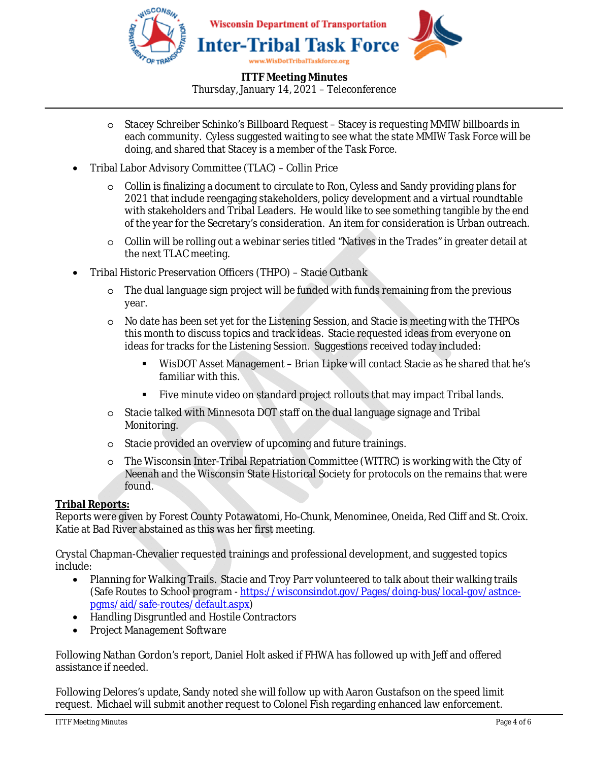- Stacey Schreiber Schinko's Billboard Request – Stacey is requesting MMIW billboards in each community. Cyless suggested waiting to see what the state MMIW Task Force will be doing, and shared that Stacey is a member of the Task Force.

- Tribal Labor Advisory Committee (TLAC) – Collin Price
  - Collin is finalizing a document to circulate to Ron, Cyless and Sandy providing plans for 2021 that include reengaging stakeholders, policy development and a virtual roundtable with stakeholders and Tribal Leaders. He would like to see something tangible by the end of the year for the Secretary's consideration. An item for consideration is Urban outreach.
  - Collin will be rolling out a webinar series titled "Natives in the Trades" in greater detail at the next TLAC meeting.
- Tribal Historic Preservation Officers (THPO) – Stacie Cutbank
  - The dual language sign project will be funded with funds remaining from the previous year.
  - No date has been set yet for the Listening Session, and Stacie is meeting with the THPOs this month to discuss topics and track ideas. Stacie requested ideas from everyone on ideas for tracks for the Listening Session. Suggestions received today included:
    - WisDOT Asset Management – Brian Lipke will contact Stacie as he shared that he's familiar with this.
    - Five minute video on standard project rollouts that may impact Tribal lands.
  - Stacie talked with Minnesota DOT staff on the dual language signage and Tribal Monitoring.
  - Stacie provided an overview of upcoming and future trainings.
  - The Wisconsin Inter-Tribal Repatriation Committee (WITRC) is working with the City of Neenah and the Wisconsin State Historical Society for protocols on the remains that were found.

**Tribal Reports:**

Reports were given by Forest County Potawatomi, Ho-Chunk, Menominee, Oneida, Red Cliff and St. Croix. Katie at Bad River abstained as this was her first meeting.

Crystal Chapman-Chevalier requested trainings and professional development, and suggested topics include:

- Planning for Walking Trails. Stacie and Troy Parr volunteered to talk about their walking trails (Safe Routes to School program - https://wisconsindot.gov/Pages/doing-bus/local-gov/astnce-pgms/aid/safe-routes/default.aspx)
- Handling Disgruntled and Hostile Contractors
- Project Management Software

Following Nathan Gordon's report, Daniel Holt asked if FHWA has followed up with Jeff and offered assistance if needed.

Following Delores's update, Sandy noted she will follow up with Aaron Gustafson on the speed limit request. Michael will submit another request to Colonel Fish regarding enhanced law enforcement.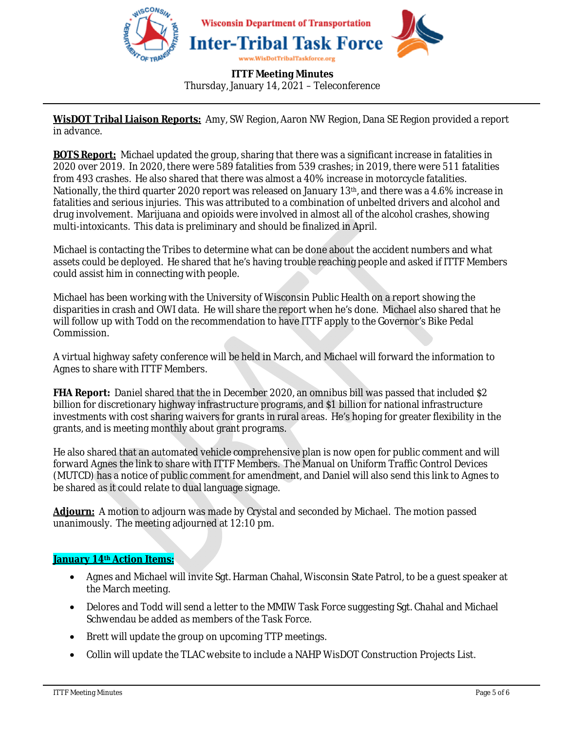Wisconsin Department of Transportation

# Inter-Tribal Task Force

www.WisDotTribalTaskforce.org

**ITTF Meeting Minutes**
Thursday, January 14, 2021 – Teleconference

---

**WisDOT Tribal Liaison Reports:** Amy, SW Region, Aaron NW Region, Dana SE Region provided a report in advance.

**BOTS Report:** Michael updated the group, sharing that there was a significant increase in fatalities in 2020 over 2019. In 2020, there were 589 fatalities from 539 crashes; in 2019, there were 511 fatalities from 493 crashes. He also shared that there was almost a 40% increase in motorcycle fatalities. Nationally, the third quarter 2020 report was released on January 13th, and there was a 4.6% increase in fatalities and serious injuries. This was attributed to a combination of unbelted drivers and alcohol and drug involvement. Marijuana and opioids were involved in almost all of the alcohol crashes, showing multi-intoxicants. This data is preliminary and should be finalized in April.

Michael is contacting the Tribes to determine what can be done about the accident numbers and what assets could be deployed. He shared that he's having trouble reaching people and asked if ITTF Members could assist him in connecting with people.

Michael has been working with the University of Wisconsin Public Health on a report showing the disparities in crash and OWI data. He will share the report when he's done. Michael also shared that he will follow up with Todd on the recommendation to have ITTF apply to the Governor's Bike Pedal Commission.

A virtual highway safety conference will be held in March, and Michael will forward the information to Agnes to share with ITTF Members.

**FHA Report:** Daniel shared that the in December 2020, an omnibus bill was passed that included $2 billion for discretionary highway infrastructure programs, and $1 billion for national infrastructure investments with cost sharing waivers for grants in rural areas. He's hoping for greater flexibility in the grants, and is meeting monthly about grant programs.

He also shared that an automated vehicle comprehensive plan is now open for public comment and will forward Agnes the link to share with ITTF Members. The Manual on Uniform Traffic Control Devices (MUTCD) has a notice of public comment for amendment, and Daniel will also send this link to Agnes to be shared as it could relate to dual language signage.

**Adjourn:** A motion to adjourn was made by Crystal and seconded by Michael. The motion passed unanimously. The meeting adjourned at 12:10 pm.

**January 14th Action Items:**

- Agnes and Michael will invite Sgt. Harman Chahal, Wisconsin State Patrol, to be a guest speaker at the March meeting.
- Delores and Todd will send a letter to the MMIW Task Force suggesting Sgt. Chahal and Michael Schwendau be added as members of the Task Force.
- Brett will update the group on upcoming TTP meetings.
- Collin will update the TLAC website to include a NAHP WisDOT Construction Projects List.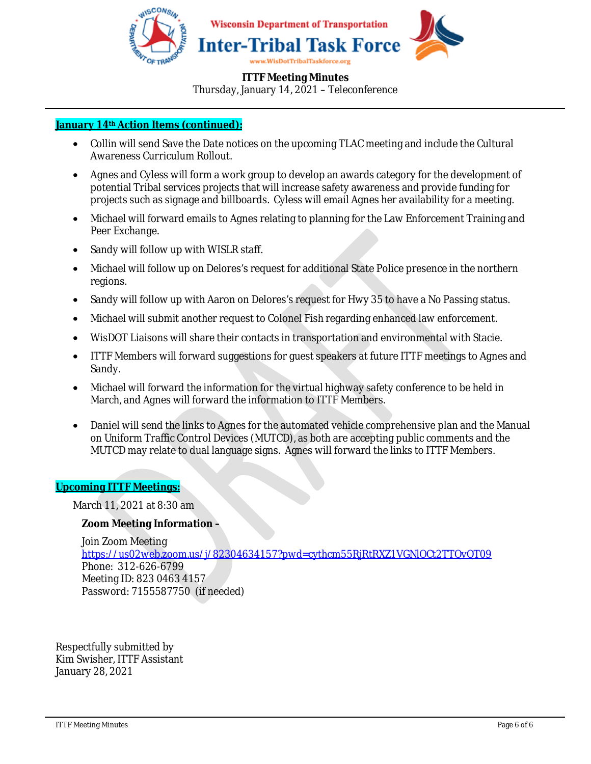**Wisconsin Department of Transportation**
**Inter-Tribal Task Force**
www.WisDotTribalTaskforce.org

**ITTF Meeting Minutes**
Thursday, January 14, 2021 – Teleconference

**January 14th Action Items (continued):**

- Collin will send Save the Date notices on the upcoming TLAC meeting and include the Cultural Awareness Curriculum Rollout.
- Agnes and Cyless will form a work group to develop an awards category for the development of potential Tribal services projects that will increase safety awareness and provide funding for projects such as signage and billboards. Cyless will email Agnes her availability for a meeting.
- Michael will forward emails to Agnes relating to planning for the Law Enforcement Training and Peer Exchange.
- Sandy will follow up with WISLR staff.
- Michael will follow up on Delores's request for additional State Police presence in the northern regions.
- Sandy will follow up with Aaron on Delores's request for Hwy 35 to have a No Passing status.
- Michael will submit another request to Colonel Fish regarding enhanced law enforcement.
- WisDOT Liaisons will share their contacts in transportation and environmental with Stacie.
- ITTF Members will forward suggestions for guest speakers at future ITTF meetings to Agnes and Sandy.
- Michael will forward the information for the virtual highway safety conference to be held in March, and Agnes will forward the information to ITTF Members.
- Daniel will send the links to Agnes for the automated vehicle comprehensive plan and the Manual on Uniform Traffic Control Devices (MUTCD), as both are accepting public comments and the MUTCD may relate to dual language signs. Agnes will forward the links to ITTF Members.

**Upcoming ITTF Meetings:**

March 11, 2021 at 8:30 am

**Zoom Meeting Information –**

Join Zoom Meeting
https://us02web.zoom.us/j/82304634157?pwd=cythcm55RjRtRXZ1VGNlOCt2TTOvOT09
Phone: 312-626-6799
Meeting ID: 823 0463 4157
Password: 7155587750 (if needed)

Respectfully submitted by
Kim Swisher, ITTF Assistant
January 28, 2021